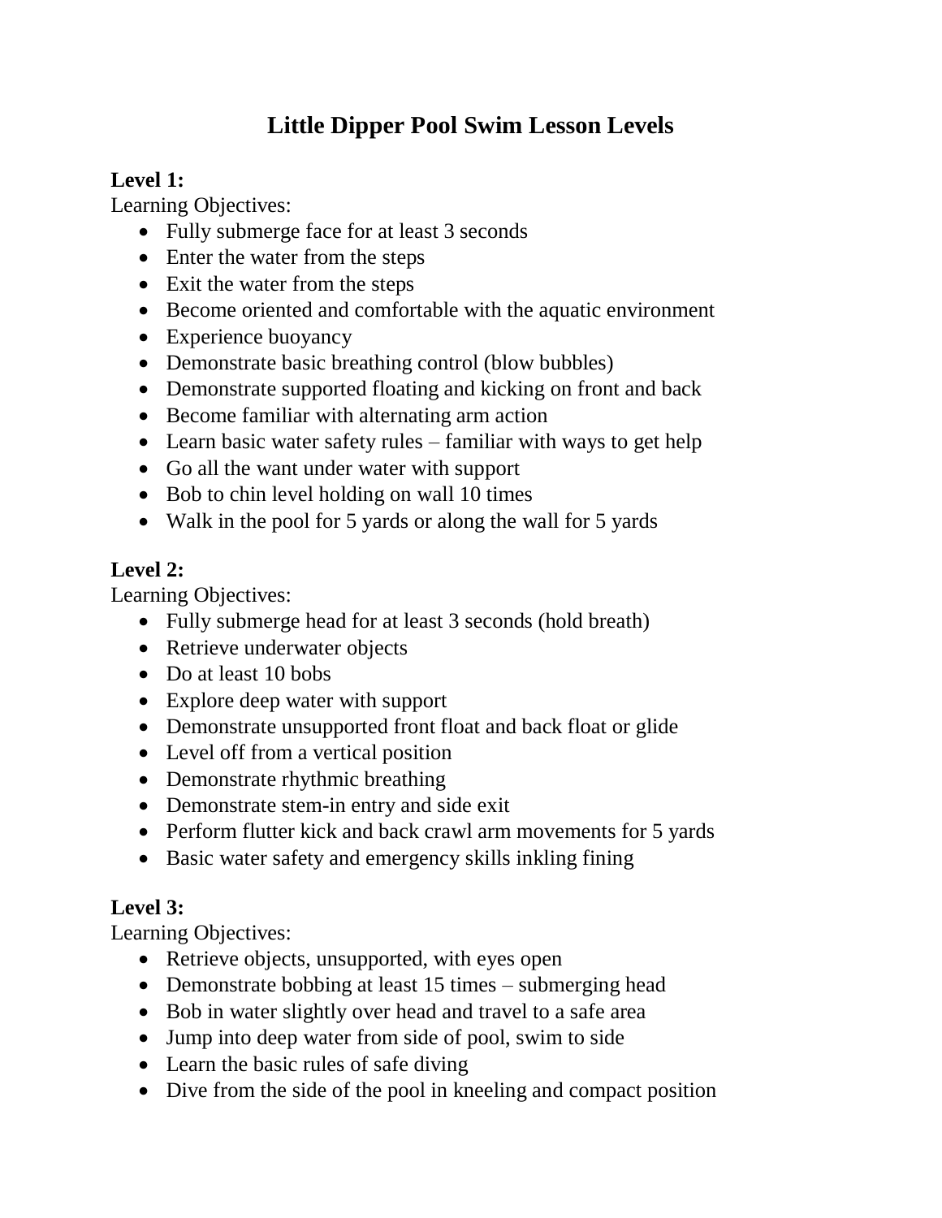# Little Dipper Pool Swim Lesson Levels

**Level 1:**

Learning Objectives:

- Fully submerge face for at least 3 seconds
- Enter the water from the steps
- Exit the water from the steps
- Become oriented and comfortable with the aquatic environment
- Experience buoyancy
- Demonstrate basic breathing control (blow bubbles)
- Demonstrate supported floating and kicking on front and back
- Become familiar with alternating arm action
- Learn basic water safety rules – familiar with ways to get help
- Go all the want under water with support
- Bob to chin level holding on wall 10 times
- Walk in the pool for 5 yards or along the wall for 5 yards

**Level 2:**

Learning Objectives:

- Fully submerge head for at least 3 seconds (hold breath)
- Retrieve underwater objects
- Do at least 10 bobs
- Explore deep water with support
- Demonstrate unsupported front float and back float or glide
- Level off from a vertical position
- Demonstrate rhythmic breathing
- Demonstrate stem-in entry and side exit
- Perform flutter kick and back crawl arm movements for 5 yards
- Basic water safety and emergency skills inkling fining

**Level 3:**

Learning Objectives:

- Retrieve objects, unsupported, with eyes open
- Demonstrate bobbing at least 15 times – submerging head
- Bob in water slightly over head and travel to a safe area
- Jump into deep water from side of pool, swim to side
- Learn the basic rules of safe diving
- Dive from the side of the pool in kneeling and compact position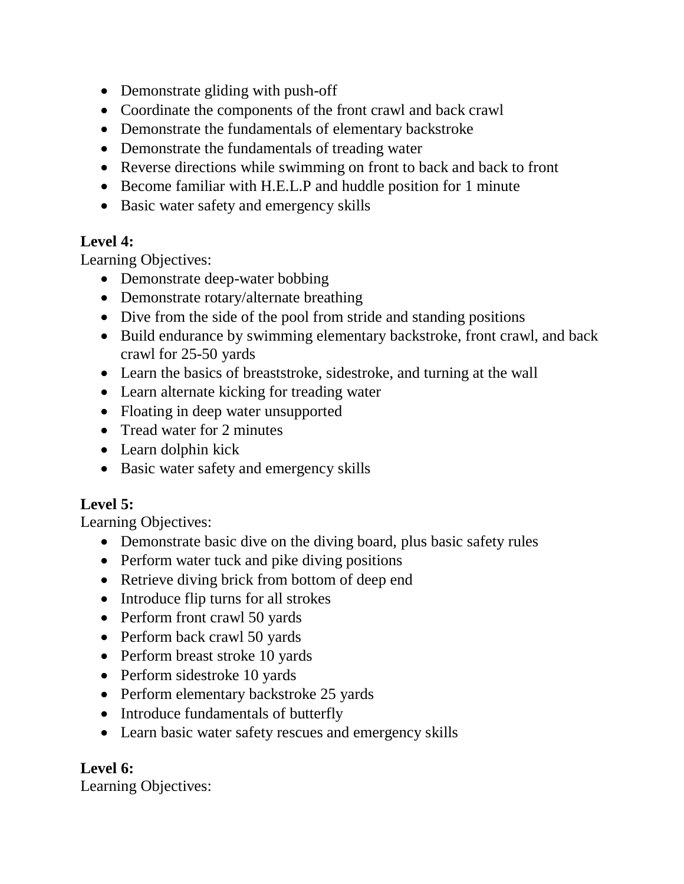- Demonstrate gliding with push-off
- Coordinate the components of the front crawl and back crawl
- Demonstrate the fundamentals of elementary backstroke
- Demonstrate the fundamentals of treading water
- Reverse directions while swimming on front to back and back to front
- Become familiar with H.E.L.P and huddle position for 1 minute
- Basic water safety and emergency skills

**Level 4:**

Learning Objectives:

- Demonstrate deep-water bobbing
- Demonstrate rotary/alternate breathing
- Dive from the side of the pool from stride and standing positions
- Build endurance by swimming elementary backstroke, front crawl, and back crawl for 25-50 yards
- Learn the basics of breaststroke, sidestroke, and turning at the wall
- Learn alternate kicking for treading water
- Floating in deep water unsupported
- Tread water for 2 minutes
- Learn dolphin kick
- Basic water safety and emergency skills

**Level 5:**

Learning Objectives:

- Demonstrate basic dive on the diving board, plus basic safety rules
- Perform water tuck and pike diving positions
- Retrieve diving brick from bottom of deep end
- Introduce flip turns for all strokes
- Perform front crawl 50 yards
- Perform back crawl 50 yards
- Perform breast stroke 10 yards
- Perform sidestroke 10 yards
- Perform elementary backstroke 25 yards
- Introduce fundamentals of butterfly
- Learn basic water safety rescues and emergency skills

**Level 6:**

Learning Objectives: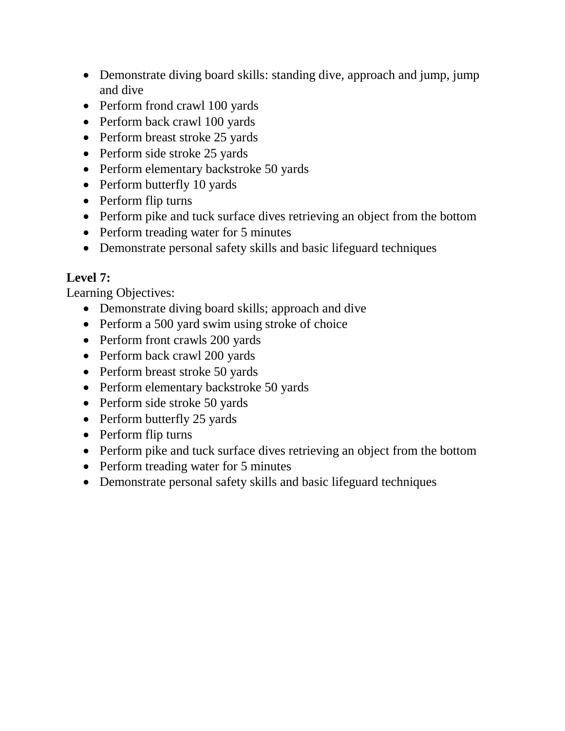- Demonstrate diving board skills: standing dive, approach and jump, jump and dive
- Perform frond crawl 100 yards
- Perform back crawl 100 yards
- Perform breast stroke 25 yards
- Perform side stroke 25 yards
- Perform elementary backstroke 50 yards
- Perform butterfly 10 yards
- Perform flip turns
- Perform pike and tuck surface dives retrieving an object from the bottom
- Perform treading water for 5 minutes
- Demonstrate personal safety skills and basic lifeguard techniques

**Level 7:**

Learning Objectives:

- Demonstrate diving board skills; approach and dive
- Perform a 500 yard swim using stroke of choice
- Perform front crawls 200 yards
- Perform back crawl 200 yards
- Perform breast stroke 50 yards
- Perform elementary backstroke 50 yards
- Perform side stroke 50 yards
- Perform butterfly 25 yards
- Perform flip turns
- Perform pike and tuck surface dives retrieving an object from the bottom
- Perform treading water for 5 minutes
- Demonstrate personal safety skills and basic lifeguard techniques